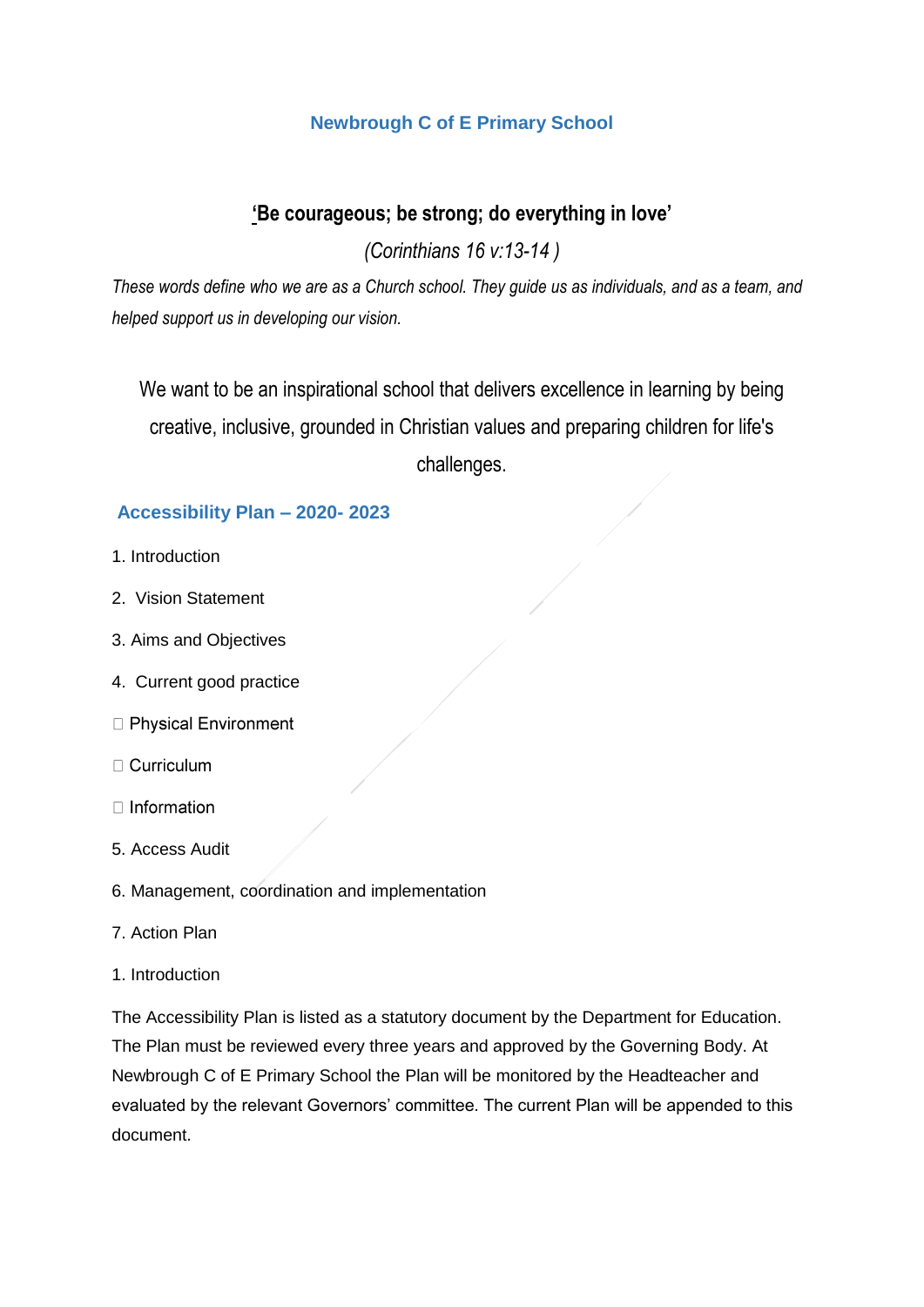# Newbrough C of E Primary School

## 'Be courageous; be strong; do everything in love'

*(Corinthians 16 v:13-14 )*

*These words define who we are as a Church school. They guide us as individuals, and as a team, and helped support us in developing our vision.*

We want to be an inspirational school that delivers excellence in learning by being creative, inclusive, grounded in Christian values and preparing children for life's challenges.

## Accessibility Plan – 2020- 2023

1. Introduction
2. Vision Statement
3. Aims and Objectives
4. Current good practice
   - Physical Environment
   - Curriculum
   - Information
5. Access Audit
6. Management, coordination and implementation
7. Action Plan

### 1. Introduction

The Accessibility Plan is listed as a statutory document by the Department for Education. The Plan must be reviewed every three years and approved by the Governing Body. At Newbrough C of E Primary School the Plan will be monitored by the Headteacher and evaluated by the relevant Governors' committee. The current Plan will be appended to this document.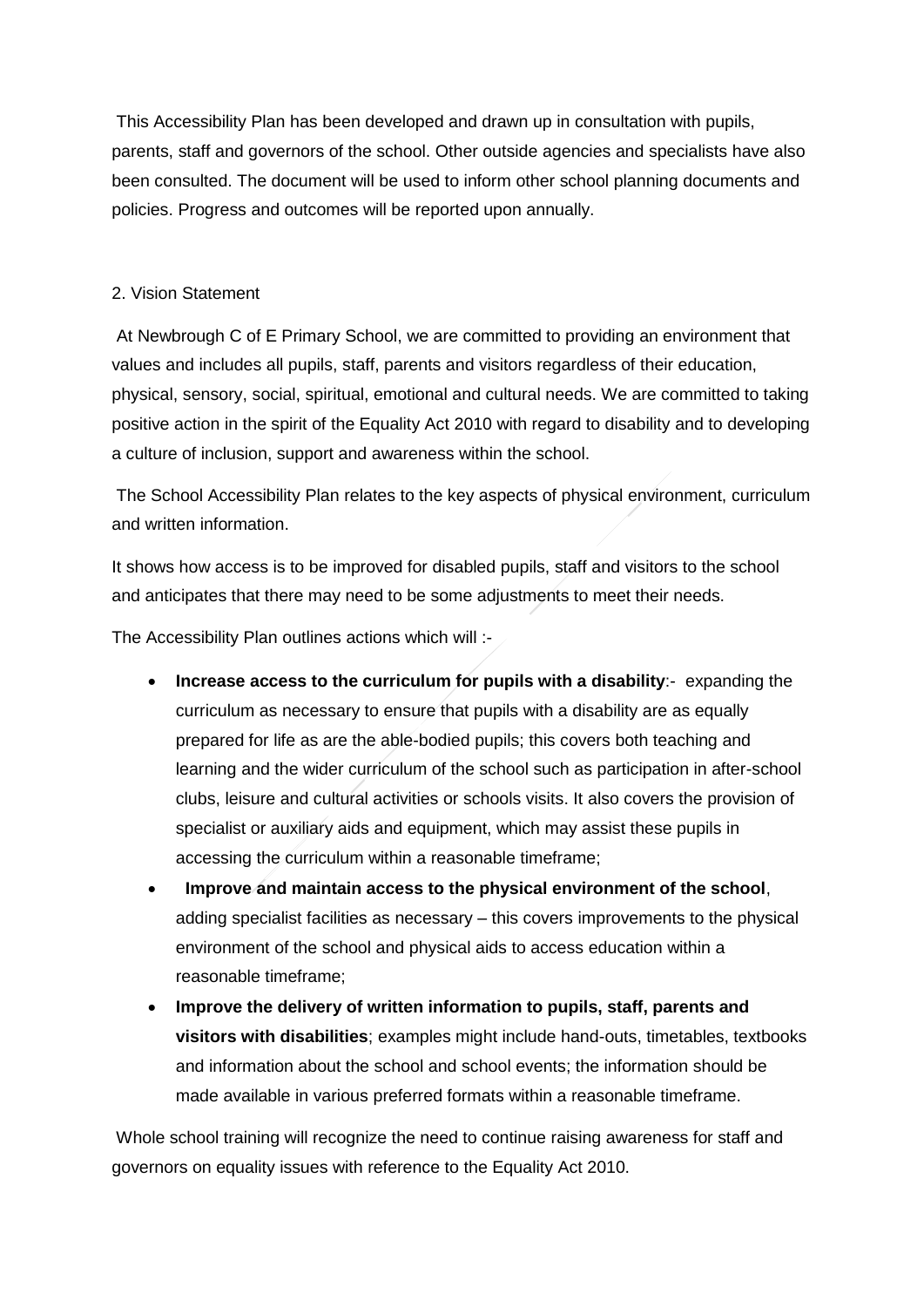This Accessibility Plan has been developed and drawn up in consultation with pupils, parents, staff and governors of the school. Other outside agencies and specialists have also been consulted. The document will be used to inform other school planning documents and policies. Progress and outcomes will be reported upon annually.

## 2. Vision Statement

At Newbrough C of E Primary School, we are committed to providing an environment that values and includes all pupils, staff, parents and visitors regardless of their education, physical, sensory, social, spiritual, emotional and cultural needs. We are committed to taking positive action in the spirit of the Equality Act 2010 with regard to disability and to developing a culture of inclusion, support and awareness within the school.

The School Accessibility Plan relates to the key aspects of physical environment, curriculum and written information.

It shows how access is to be improved for disabled pupils, staff and visitors to the school and anticipates that there may need to be some adjustments to meet their needs.

The Accessibility Plan outlines actions which will :-

- **Increase access to the curriculum for pupils with a disability**:- expanding the curriculum as necessary to ensure that pupils with a disability are as equally prepared for life as are the able-bodied pupils; this covers both teaching and learning and the wider curriculum of the school such as participation in after-school clubs, leisure and cultural activities or schools visits. It also covers the provision of specialist or auxiliary aids and equipment, which may assist these pupils in accessing the curriculum within a reasonable timeframe;
- **Improve and maintain access to the physical environment of the school**, adding specialist facilities as necessary – this covers improvements to the physical environment of the school and physical aids to access education within a reasonable timeframe;
- **Improve the delivery of written information to pupils, staff, parents and visitors with disabilities**; examples might include hand-outs, timetables, textbooks and information about the school and school events; the information should be made available in various preferred formats within a reasonable timeframe.

Whole school training will recognize the need to continue raising awareness for staff and governors on equality issues with reference to the Equality Act 2010.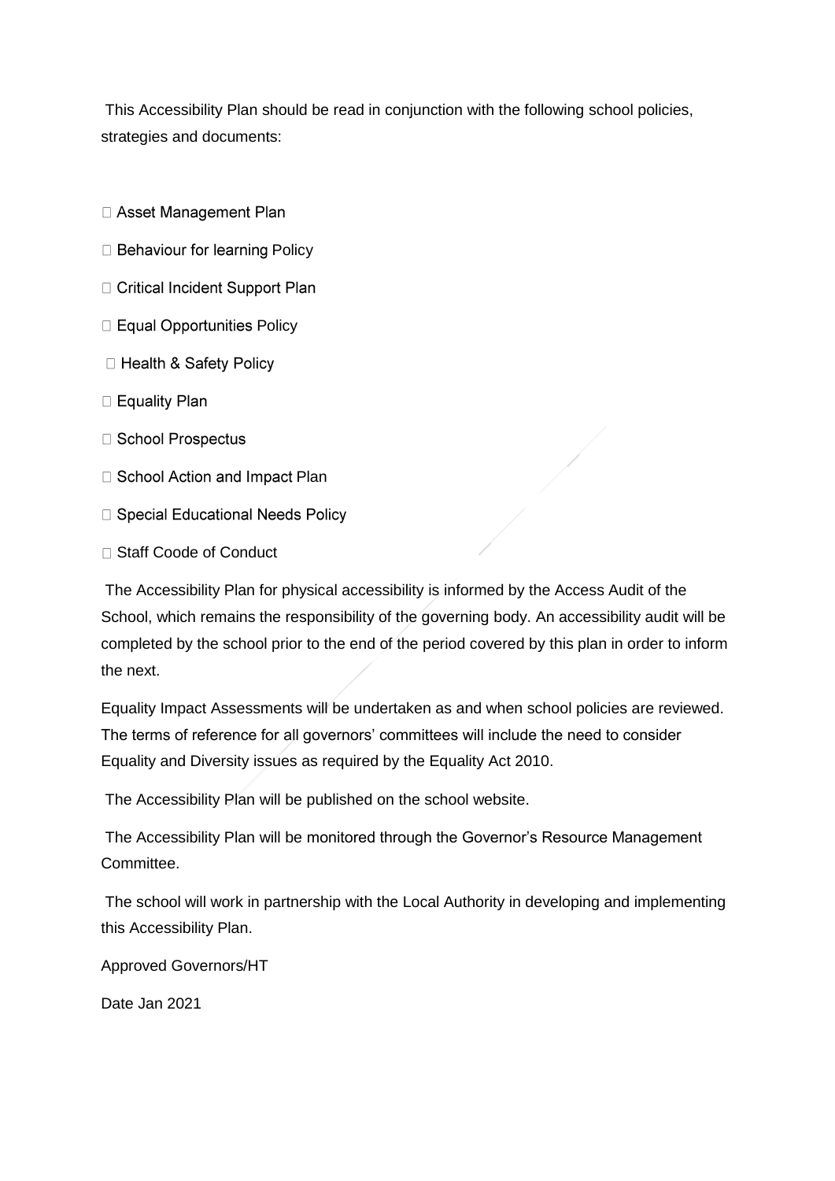This Accessibility Plan should be read in conjunction with the following school policies, strategies and documents:

- Asset Management Plan
- Behaviour for learning Policy
- Critical Incident Support Plan
- Equal Opportunities Policy
- Health & Safety Policy
- Equality Plan
- School Prospectus
- School Action and Impact Plan
- Special Educational Needs Policy
- Staff Coode of Conduct

The Accessibility Plan for physical accessibility is informed by the Access Audit of the School, which remains the responsibility of the governing body. An accessibility audit will be completed by the school prior to the end of the period covered by this plan in order to inform the next.

Equality Impact Assessments will be undertaken as and when school policies are reviewed. The terms of reference for all governors' committees will include the need to consider Equality and Diversity issues as required by the Equality Act 2010.

The Accessibility Plan will be published on the school website.

The Accessibility Plan will be monitored through the Governor's Resource Management Committee.

The school will work in partnership with the Local Authority in developing and implementing this Accessibility Plan.

Approved Governors/HT

Date Jan 2021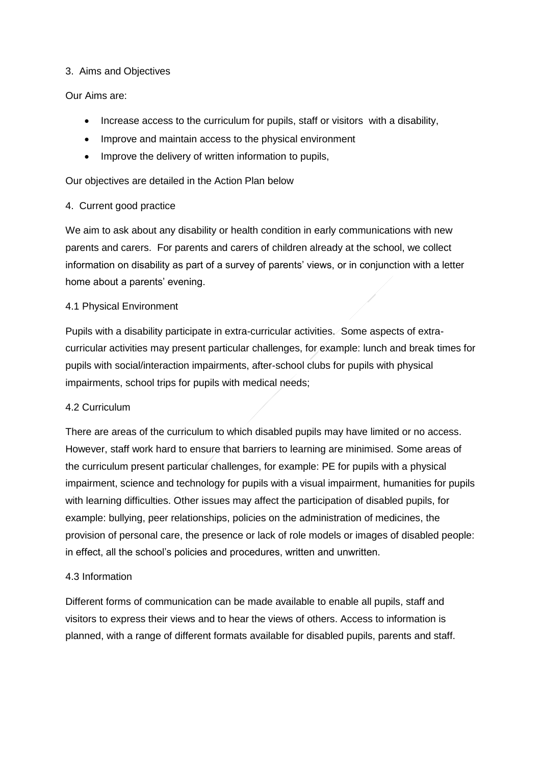## 3. Aims and Objectives

Our Aims are:

- Increase access to the curriculum for pupils, staff or visitors with a disability,
- Improve and maintain access to the physical environment
- Improve the delivery of written information to pupils,

Our objectives are detailed in the Action Plan below

## 4. Current good practice

We aim to ask about any disability or health condition in early communications with new parents and carers. For parents and carers of children already at the school, we collect information on disability as part of a survey of parents' views, or in conjunction with a letter home about a parents' evening.

### 4.1 Physical Environment

Pupils with a disability participate in extra-curricular activities. Some aspects of extra-curricular activities may present particular challenges, for example: lunch and break times for pupils with social/interaction impairments, after-school clubs for pupils with physical impairments, school trips for pupils with medical needs;

### 4.2 Curriculum

There are areas of the curriculum to which disabled pupils may have limited or no access. However, staff work hard to ensure that barriers to learning are minimised. Some areas of the curriculum present particular challenges, for example: PE for pupils with a physical impairment, science and technology for pupils with a visual impairment, humanities for pupils with learning difficulties. Other issues may affect the participation of disabled pupils, for example: bullying, peer relationships, policies on the administration of medicines, the provision of personal care, the presence or lack of role models or images of disabled people: in effect, all the school's policies and procedures, written and unwritten.

### 4.3 Information

Different forms of communication can be made available to enable all pupils, staff and visitors to express their views and to hear the views of others. Access to information is planned, with a range of different formats available for disabled pupils, parents and staff.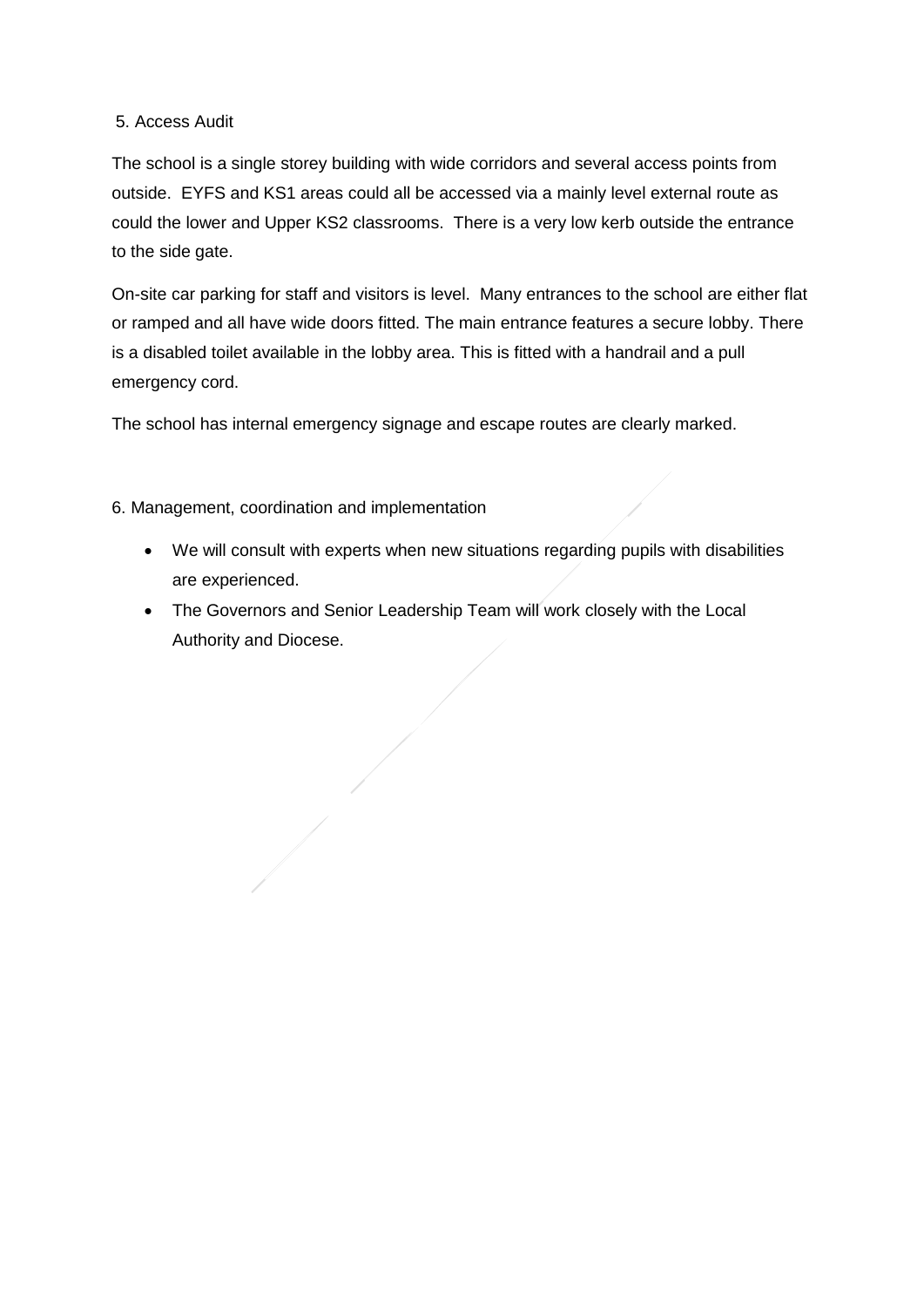## 5. Access Audit

The school is a single storey building with wide corridors and several access points from outside. EYFS and KS1 areas could all be accessed via a mainly level external route as could the lower and Upper KS2 classrooms. There is a very low kerb outside the entrance to the side gate.

On-site car parking for staff and visitors is level. Many entrances to the school are either flat or ramped and all have wide doors fitted. The main entrance features a secure lobby. There is a disabled toilet available in the lobby area. This is fitted with a handrail and a pull emergency cord.

The school has internal emergency signage and escape routes are clearly marked.

## 6. Management, coordination and implementation

- We will consult with experts when new situations regarding pupils with disabilities are experienced.
- The Governors and Senior Leadership Team will work closely with the Local Authority and Diocese.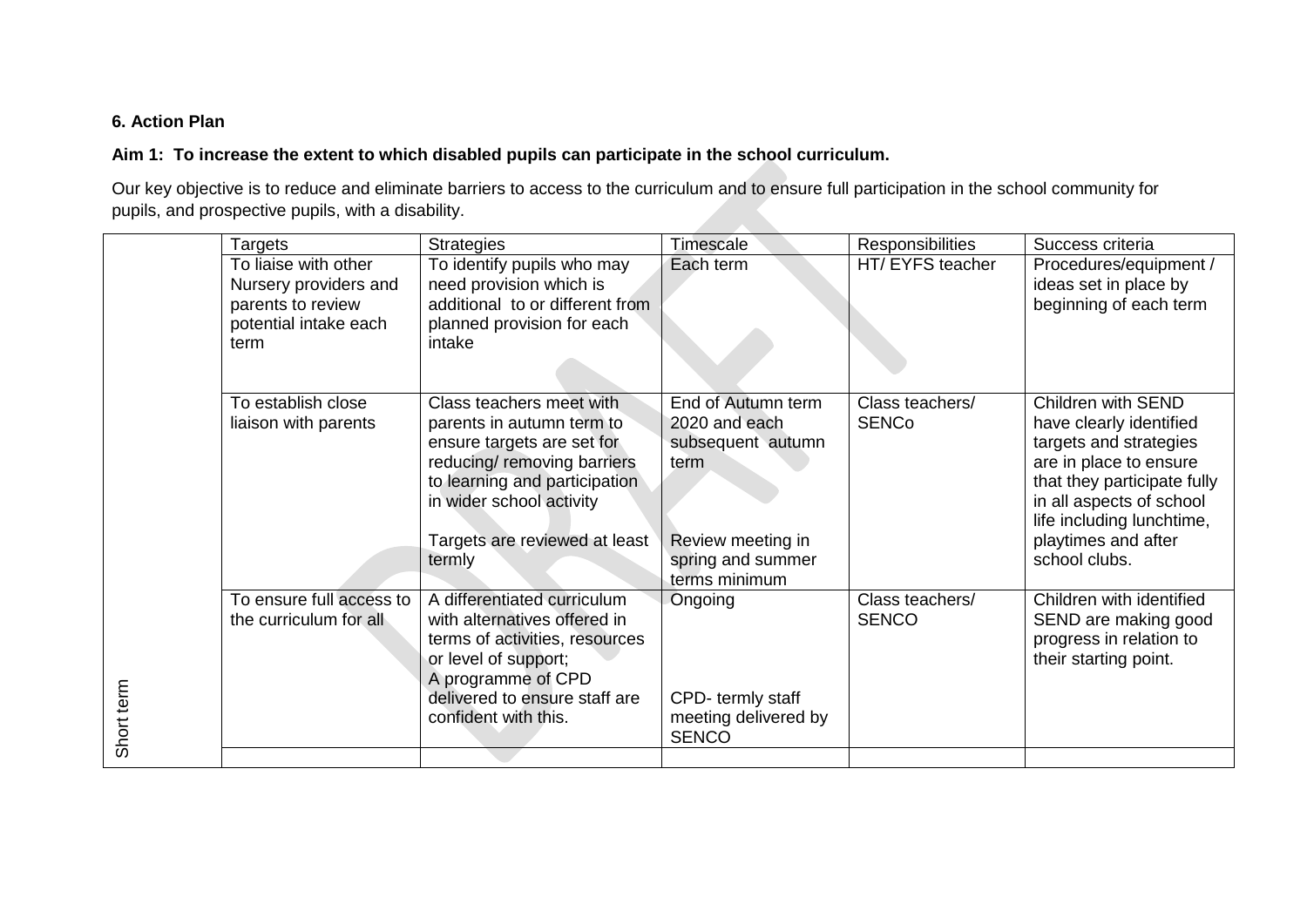**6. Action Plan**

**Aim 1: To increase the extent to which disabled pupils can participate in the school curriculum.**

Our key objective is to reduce and eliminate barriers to access to the curriculum and to ensure full participation in the school community for pupils, and prospective pupils, with a disability.

| | Targets | Strategies | Timescale | Responsibilities | Success criteria |
|---|---|---|---|---|---|
| Short term | To liaise with other Nursery providers and parents to review potential intake each term | To identify pupils who may need provision which is additional to or different from planned provision for each intake | Each term | HT/ EYFS teacher | Procedures/equipment / ideas set in place by beginning of each term |
| | To establish close liaison with parents | Class teachers meet with parents in autumn term to ensure targets are set for reducing/ removing barriers to learning and participation in wider school activity<br><br>Targets are reviewed at least termly | End of Autumn term 2020 and each subsequent autumn term<br><br>Review meeting in spring and summer terms minimum | Class teachers/ SENCo | Children with SEND have clearly identified targets and strategies are in place to ensure that they participate fully in all aspects of school life including lunchtime, playtimes and after school clubs. |
| | To ensure full access to the curriculum for all | A differentiated curriculum with alternatives offered in terms of activities, resources or level of support;<br>A programme of CPD delivered to ensure staff are confident with this. | Ongoing<br><br>CPD- termly staff meeting delivered by SENCO | Class teachers/ SENCO | Children with identified SEND are making good progress in relation to their starting point. |
| | | | | | |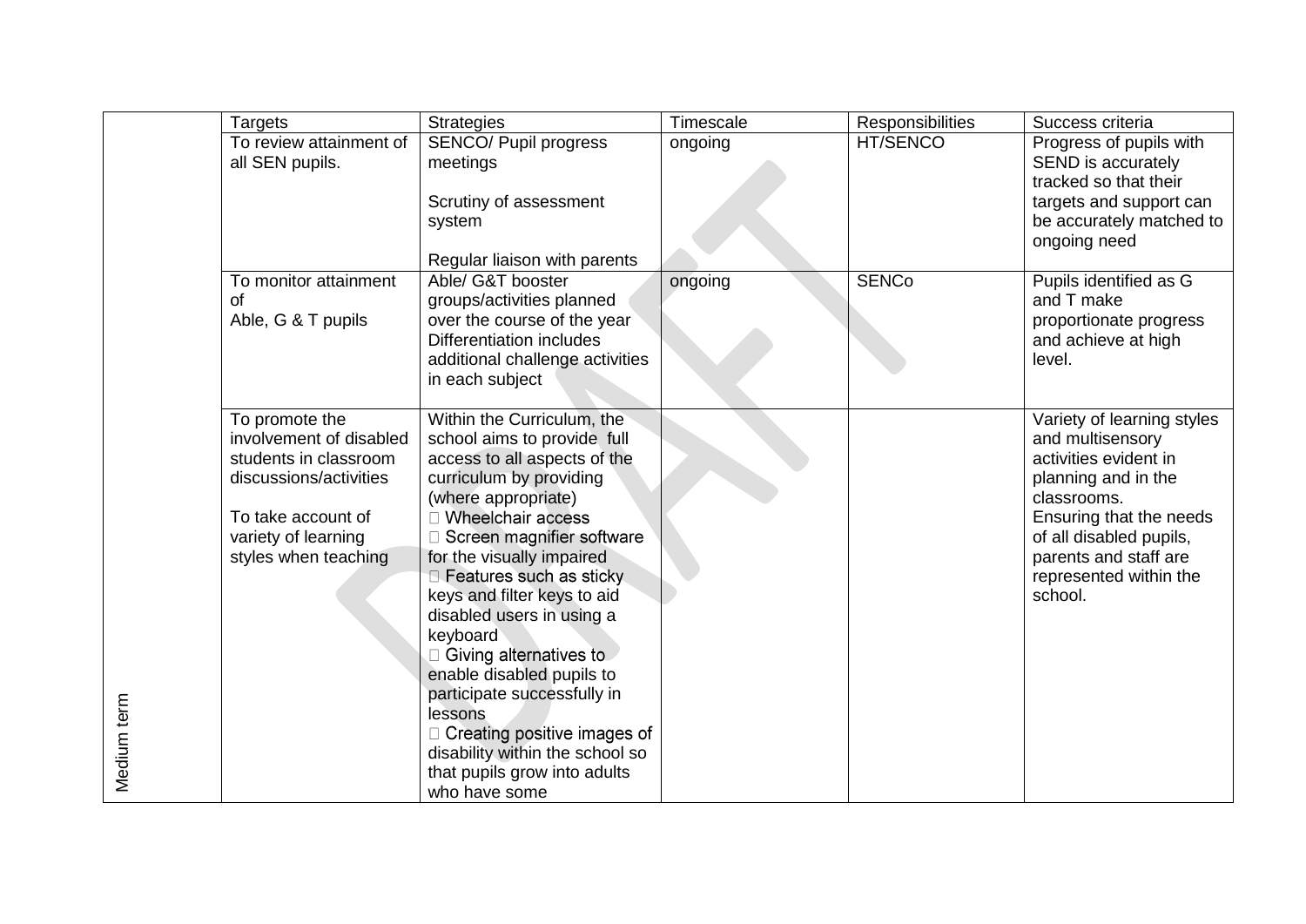| | Targets | Strategies | Timescale | Responsibilities | Success criteria |
|---|---|---|---|---|---|
| Medium term | To review attainment of all SEN pupils. | SENCO/ Pupil progress meetings<br><br>Scrutiny of assessment system<br><br>Regular liaison with parents | ongoing | HT/SENCO | Progress of pupils with SEND is accurately tracked so that their targets and support can be accurately matched to ongoing need |
| | To monitor attainment of Able, G & T pupils | Able/ G&T booster groups/activities planned over the course of the year Differentiation includes additional challenge activities in each subject | ongoing | SENCo | Pupils identified as G and T make proportionate progress and achieve at high level. |
| | To promote the involvement of disabled students in classroom discussions/activities<br><br>To take account of variety of learning styles when teaching | Within the Curriculum, the school aims to provide full access to all aspects of the curriculum by providing (where appropriate)<br>- Wheelchair access<br>- Screen magnifier software for the visually impaired<br>- Features such as sticky keys and filter keys to aid disabled users in using a keyboard<br>- Giving alternatives to enable disabled pupils to participate successfully in lessons<br>- Creating positive images of disability within the school so that pupils grow into adults who have some | | | Variety of learning styles and multisensory activities evident in planning and in the classrooms.<br>Ensuring that the needs of all disabled pupils, parents and staff are represented within the school. |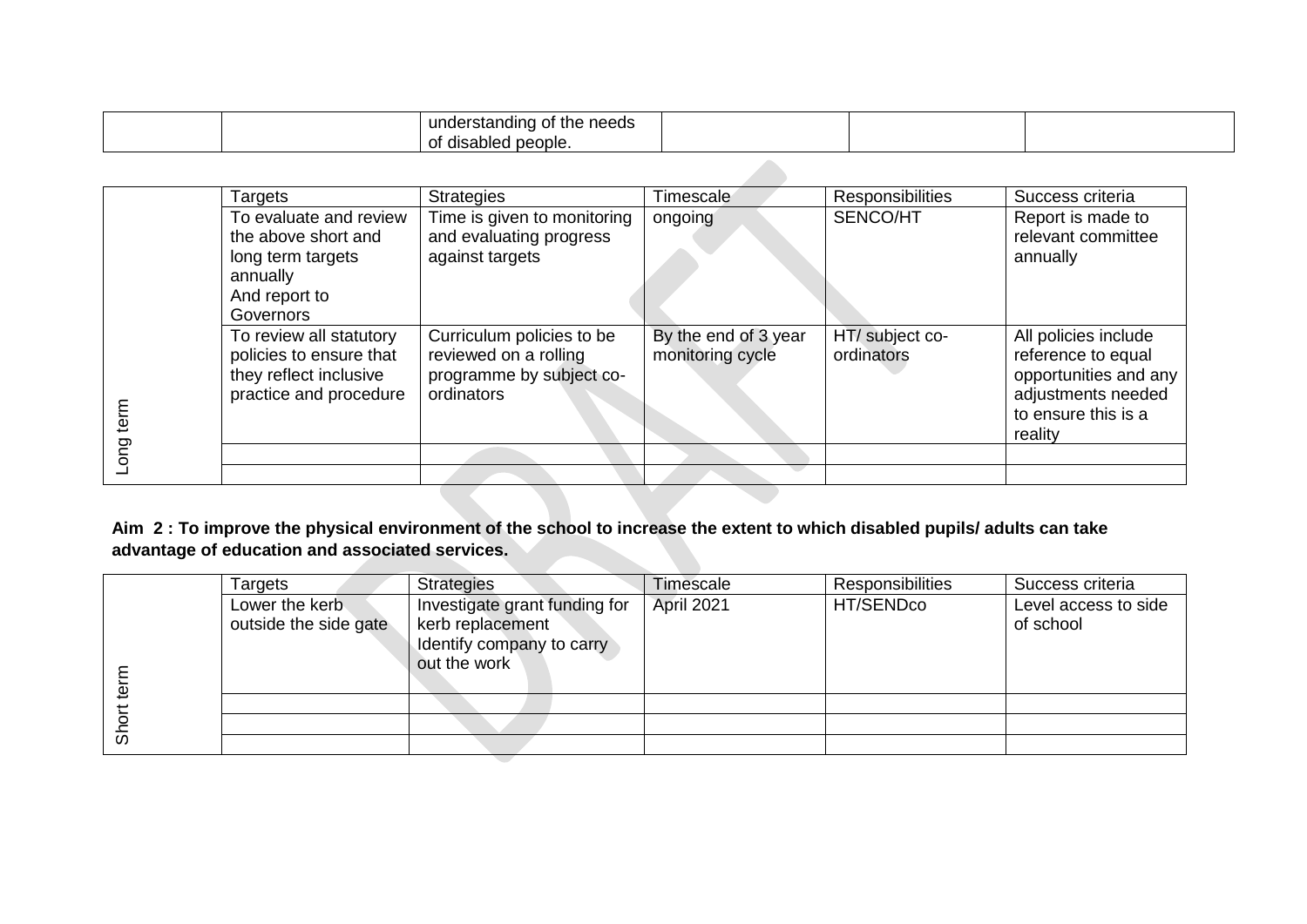| | | understanding of the needs of disabled people. | | | |
|---|---|---|---|---|---|

| | Targets | Strategies | Timescale | Responsibilities | Success criteria |
|---|---|---|---|---|---|
| Long term | To evaluate and review the above short and long term targets annually And report to Governors | Time is given to monitoring and evaluating progress against targets | ongoing | SENCO/HT | Report is made to relevant committee annually |
| | To review all statutory policies to ensure that they reflect inclusive practice and procedure | Curriculum policies to be reviewed on a rolling programme by subject co-ordinators | By the end of 3 year monitoring cycle | HT/ subject co-ordinators | All policies include reference to equal opportunities and any adjustments needed to ensure this is a reality |
| | | | | | |
| | | | | | |

**Aim 2 : To improve the physical environment of the school to increase the extent to which disabled pupils/ adults can take advantage of education and associated services.**

| | Targets | Strategies | Timescale | Responsibilities | Success criteria |
|---|---|---|---|---|---|
| Short term | Lower the kerb outside the side gate | Investigate grant funding for kerb replacement Identify company to carry out the work | April 2021 | HT/SENDco | Level access to side of school |
| | | | | | |
| | | | | | |
| | | | | | |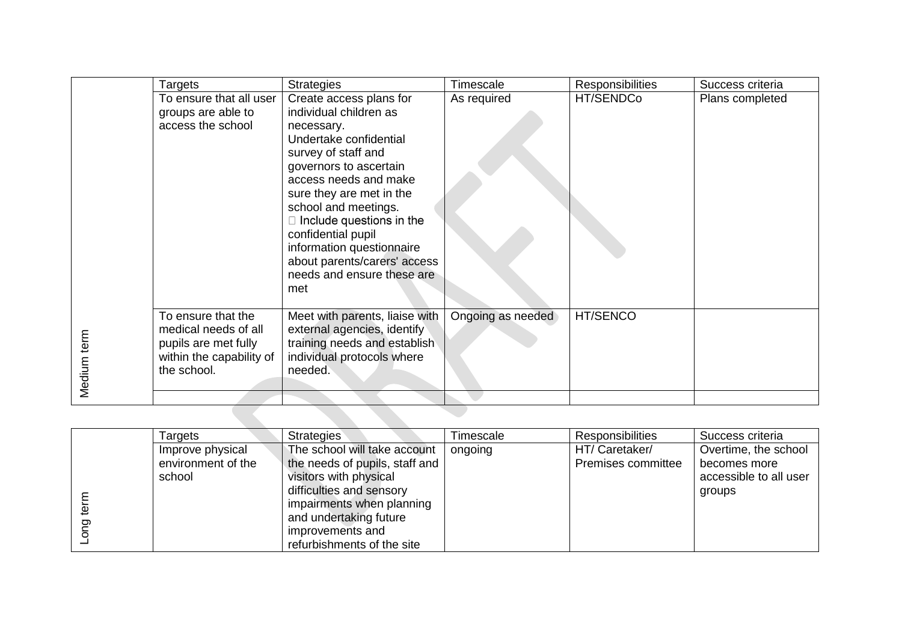| Medium term | Targets | Strategies | Timescale | Responsibilities | Success criteria |
|---|---|---|---|---|---|
| | To ensure that all user groups are able to access the school | Create access plans for individual children as necessary. Undertake confidential survey of staff and governors to ascertain access needs and make sure they are met in the school and meetings. □ Include questions in the confidential pupil information questionnaire about parents/carers' access needs and ensure these are met | As required | HT/SENDCo | Plans completed |
| | To ensure that the medical needs of all pupils are met fully within the capability of the school. | Meet with parents, liaise with external agencies, identify training needs and establish individual protocols where needed. | Ongoing as needed | HT/SENCO | |
| | | | | | |

| Long term | Targets | Strategies | Timescale | Responsibilities | Success criteria |
|---|---|---|---|---|---|
| | Improve physical environment of the school | The school will take account the needs of pupils, staff and visitors with physical difficulties and sensory impairments when planning and undertaking future improvements and refurbishments of the site | ongoing | HT/ Caretaker/ Premises committee | Overtime, the school becomes more accessible to all user groups |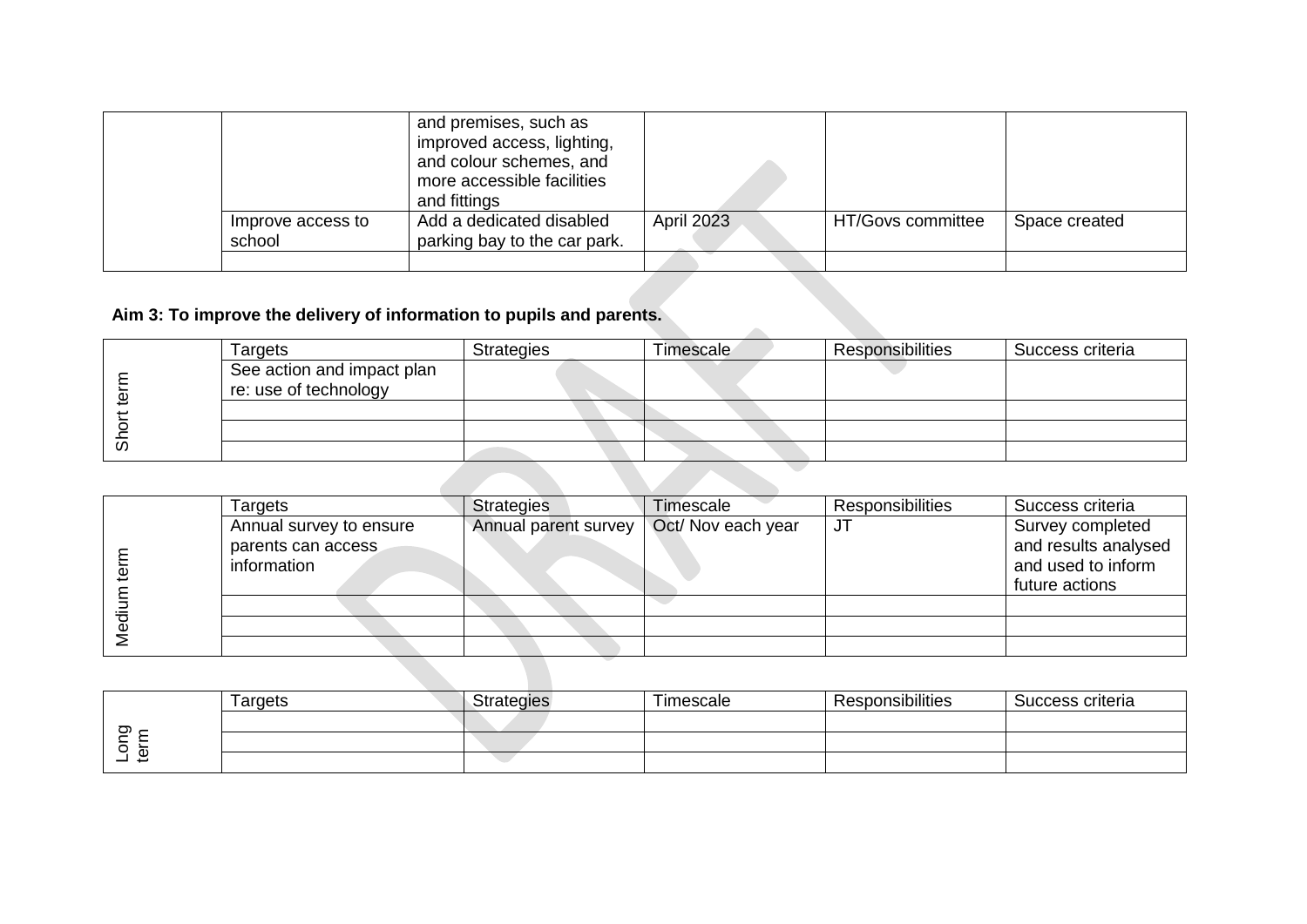| | | | | | |
|---|---|---|---|---|---|
| | | and premises, such as improved access, lighting, and colour schemes, and more accessible facilities and fittings | | | |
| | Improve access to school | Add a dedicated disabled parking bay to the car park. | April 2023 | HT/Govs committee | Space created |
| | | | | | |

**Aim 3: To improve the delivery of information to pupils and parents.**

| | Targets | Strategies | Timescale | Responsibilities | Success criteria |
|---|---|---|---|---|---|
| Short term | See action and impact plan re: use of technology | | | | |
| | | | | | |
| | | | | | |
| | | | | | |

| | Targets | Strategies | Timescale | Responsibilities | Success criteria |
|---|---|---|---|---|---|
| Medium term | Annual survey to ensure parents can access information | Annual parent survey | Oct/ Nov each year | JT | Survey completed and results analysed and used to inform future actions |
| | | | | | |
| | | | | | |
| | | | | | |

| | Targets | Strategies | Timescale | Responsibilities | Success criteria |
|---|---|---|---|---|---|
| Long term | | | | | |
| | | | | | |
| | | | | | |